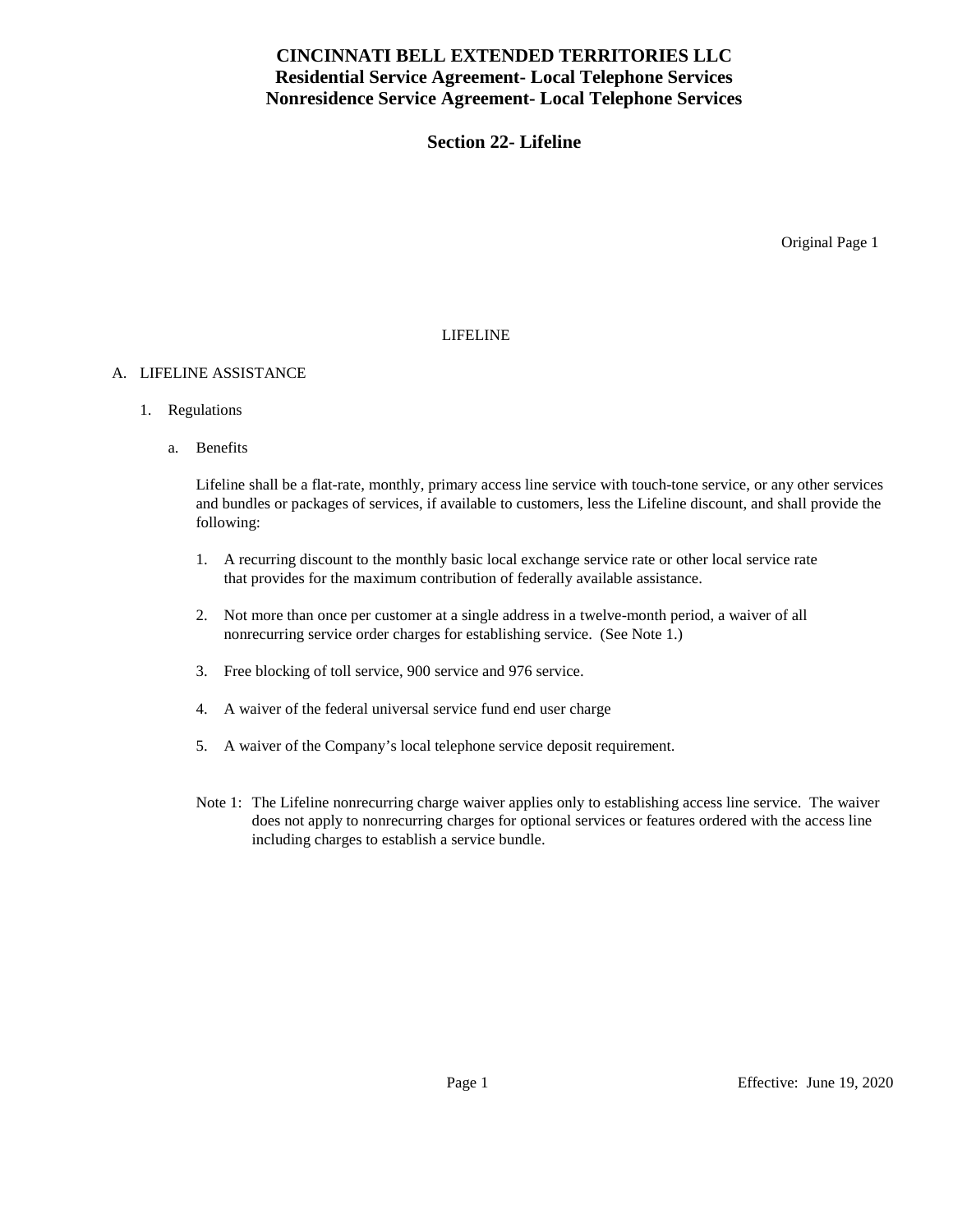# CINCINNATI BELL EXTENDED TERRITORIES LLC
## Residential Service Agreement- Local Telephone Services
## Nonresidence Service Agreement- Local Telephone Services

## Section 22- Lifeline

Original Page 1

LIFELINE

A. LIFELINE ASSISTANCE

1. Regulations

a. Benefits

Lifeline shall be a flat-rate, monthly, primary access line service with touch-tone service, or any other services and bundles or packages of services, if available to customers, less the Lifeline discount, and shall provide the following:

1. A recurring discount to the monthly basic local exchange service rate or other local service rate that provides for the maximum contribution of federally available assistance.
2. Not more than once per customer at a single address in a twelve-month period, a waiver of all nonrecurring service order charges for establishing service. (See Note 1.)
3. Free blocking of toll service, 900 service and 976 service.
4. A waiver of the federal universal service fund end user charge
5. A waiver of the Company's local telephone service deposit requirement.

Note 1: The Lifeline nonrecurring charge waiver applies only to establishing access line service. The waiver does not apply to nonrecurring charges for optional services or features ordered with the access line including charges to establish a service bundle.

Effective: June 19, 2020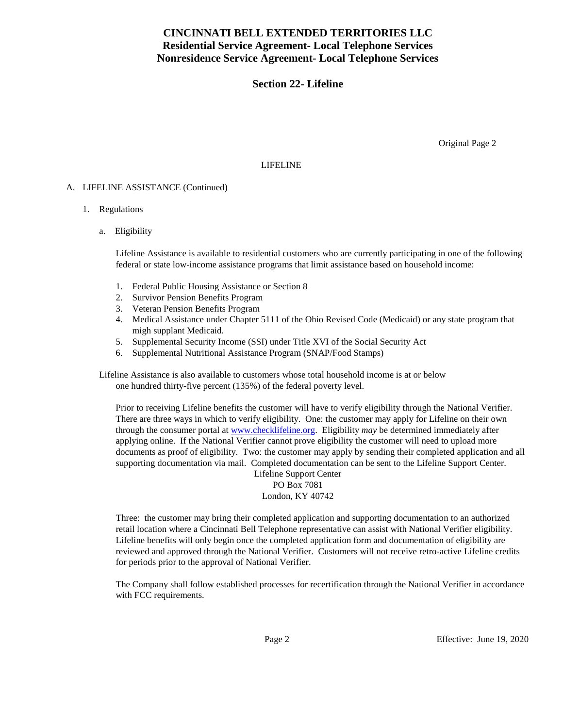# CINCINNATI BELL EXTENDED TERRITORIES LLC
## Residential Service Agreement- Local Telephone Services
## Nonresidence Service Agreement- Local Telephone Services

## Section 22- Lifeline

Original Page 2

LIFELINE

A. LIFELINE ASSISTANCE (Continued)

1. Regulations

   a. Eligibility

   Lifeline Assistance is available to residential customers who are currently participating in one of the following federal or state low-income assistance programs that limit assistance based on household income:

   1. Federal Public Housing Assistance or Section 8
   2. Survivor Pension Benefits Program
   3. Veteran Pension Benefits Program
   4. Medical Assistance under Chapter 5111 of the Ohio Revised Code (Medicaid) or any state program that migh supplant Medicaid.
   5. Supplemental Security Income (SSI) under Title XVI of the Social Security Act
   6. Supplemental Nutritional Assistance Program (SNAP/Food Stamps)

   Lifeline Assistance is also available to customers whose total household income is at or below one hundred thirty-five percent (135%) of the federal poverty level.

   Prior to receiving Lifeline benefits the customer will have to verify eligibility through the National Verifier. There are three ways in which to verify eligibility. One: the customer may apply for Lifeline on their own through the consumer portal at www.checklifeline.org. Eligibility *may* be determined immediately after applying online. If the National Verifier cannot prove eligibility the customer will need to upload more documents as proof of eligibility. Two: the customer may apply by sending their completed application and all supporting documentation via mail. Completed documentation can be sent to the Lifeline Support Center.

   Lifeline Support Center
   PO Box 7081
   London, KY 40742

   Three: the customer may bring their completed application and supporting documentation to an authorized retail location where a Cincinnati Bell Telephone representative can assist with National Verifier eligibility. Lifeline benefits will only begin once the completed application form and documentation of eligibility are reviewed and approved through the National Verifier. Customers will not receive retro-active Lifeline credits for periods prior to the approval of National Verifier.

   The Company shall follow established processes for recertification through the National Verifier in accordance with FCC requirements.

Effective: June 19, 2020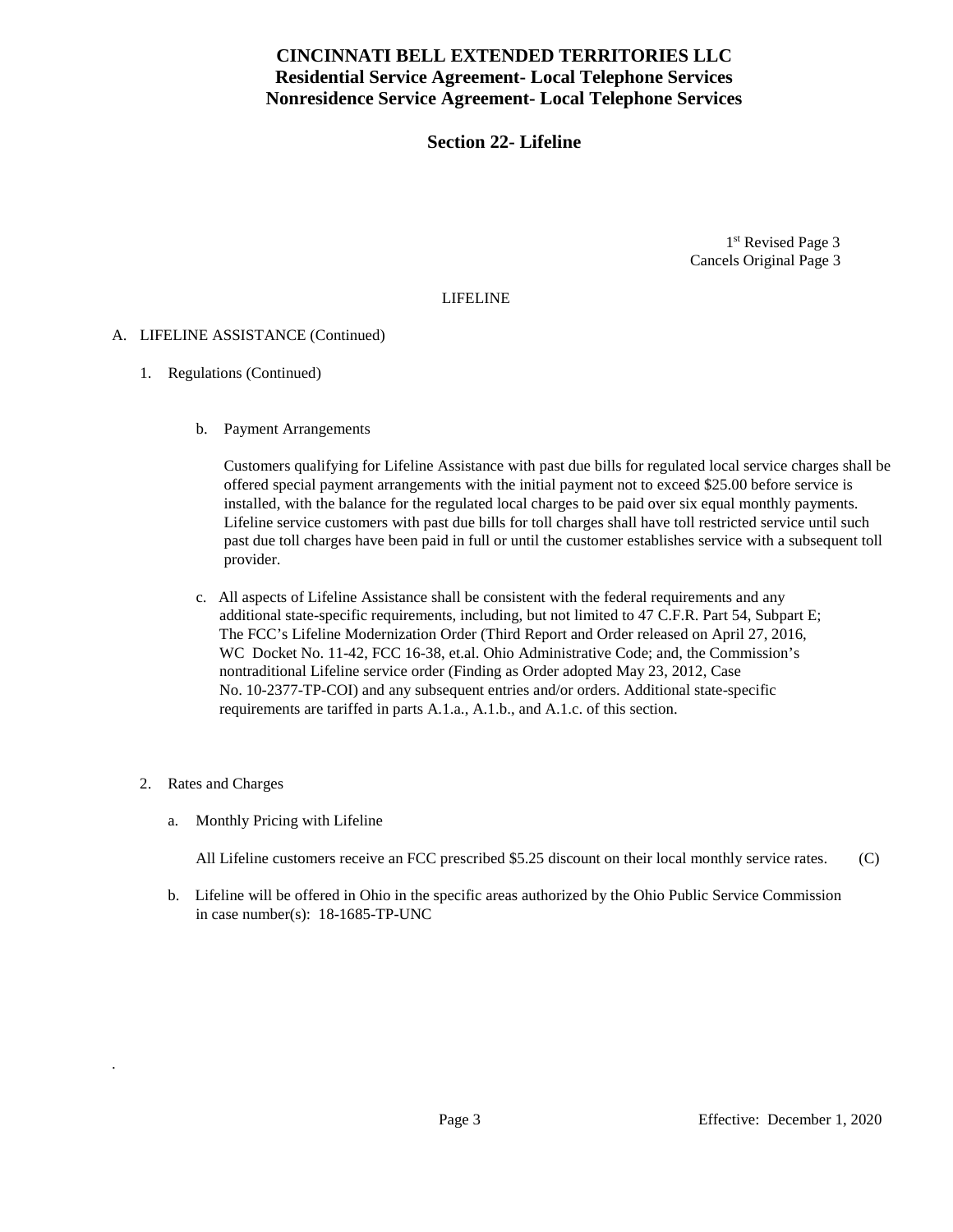# CINCINNATI BELL EXTENDED TERRITORIES LLC
## Residential Service Agreement- Local Telephone Services
## Nonresidence Service Agreement- Local Telephone Services

## Section 22- Lifeline

1st Revised Page 3
Cancels Original Page 3

LIFELINE

A. LIFELINE ASSISTANCE (Continued)

1. Regulations (Continued)

   b. Payment Arrangements

      Customers qualifying for Lifeline Assistance with past due bills for regulated local service charges shall be offered special payment arrangements with the initial payment not to exceed $25.00 before service is installed, with the balance for the regulated local charges to be paid over six equal monthly payments. Lifeline service customers with past due bills for toll charges shall have toll restricted service until such past due toll charges have been paid in full or until the customer establishes service with a subsequent toll provider.

   c. All aspects of Lifeline Assistance shall be consistent with the federal requirements and any additional state-specific requirements, including, but not limited to 47 C.F.R. Part 54, Subpart E; The FCC's Lifeline Modernization Order (Third Report and Order released on April 27, 2016, WC Docket No. 11-42, FCC 16-38, et.al. Ohio Administrative Code; and, the Commission's nontraditional Lifeline service order (Finding as Order adopted May 23, 2012, Case No. 10-2377-TP-COI) and any subsequent entries and/or orders. Additional state-specific requirements are tariffed in parts A.1.a., A.1.b., and A.1.c. of this section.

2. Rates and Charges

   a. Monthly Pricing with Lifeline

      All Lifeline customers receive an FCC prescribed $5.25 discount on their local monthly service rates. (C)

   b. Lifeline will be offered in Ohio in the specific areas authorized by the Ohio Public Service Commission in case number(s): 18-1685-TP-UNC

Effective: December 1, 2020